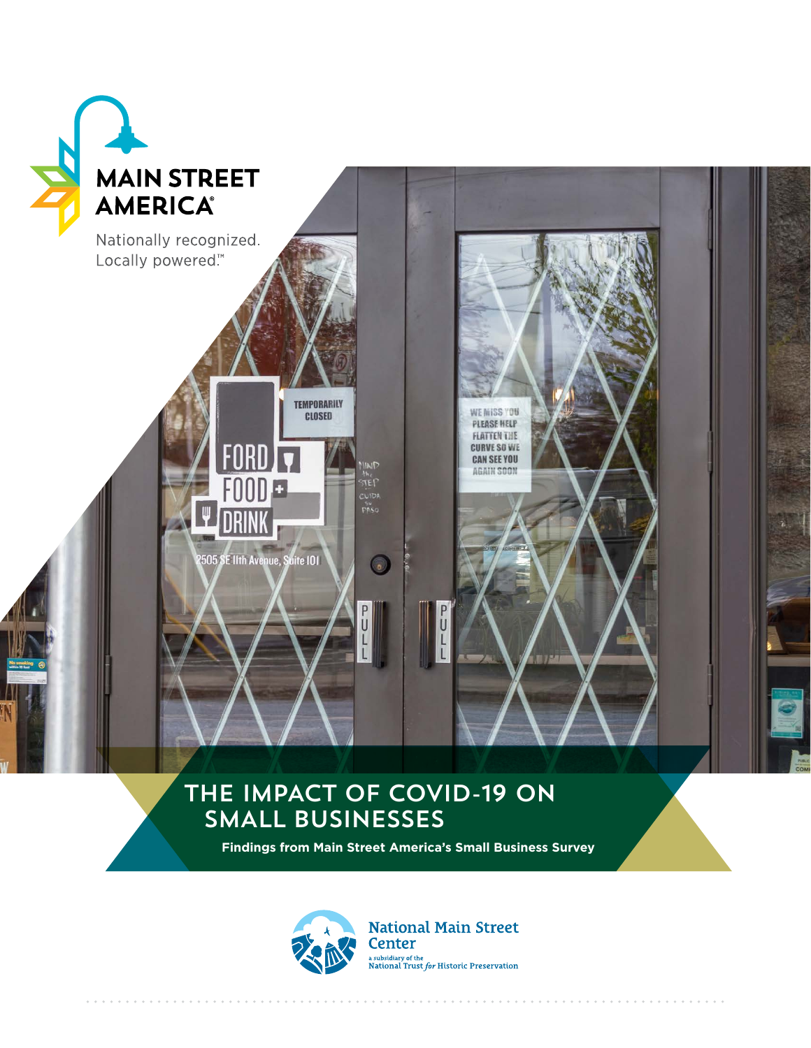MAIN STREET AMERICA®

Nationally recognized.
Locally powered.™

# THE IMPACT OF COVID-19 ON SMALL BUSINESSES

**Findings from Main Street America's Small Business Survey**

National Main Street Center
a subsidiary of the National Trust *for* Historic Preservation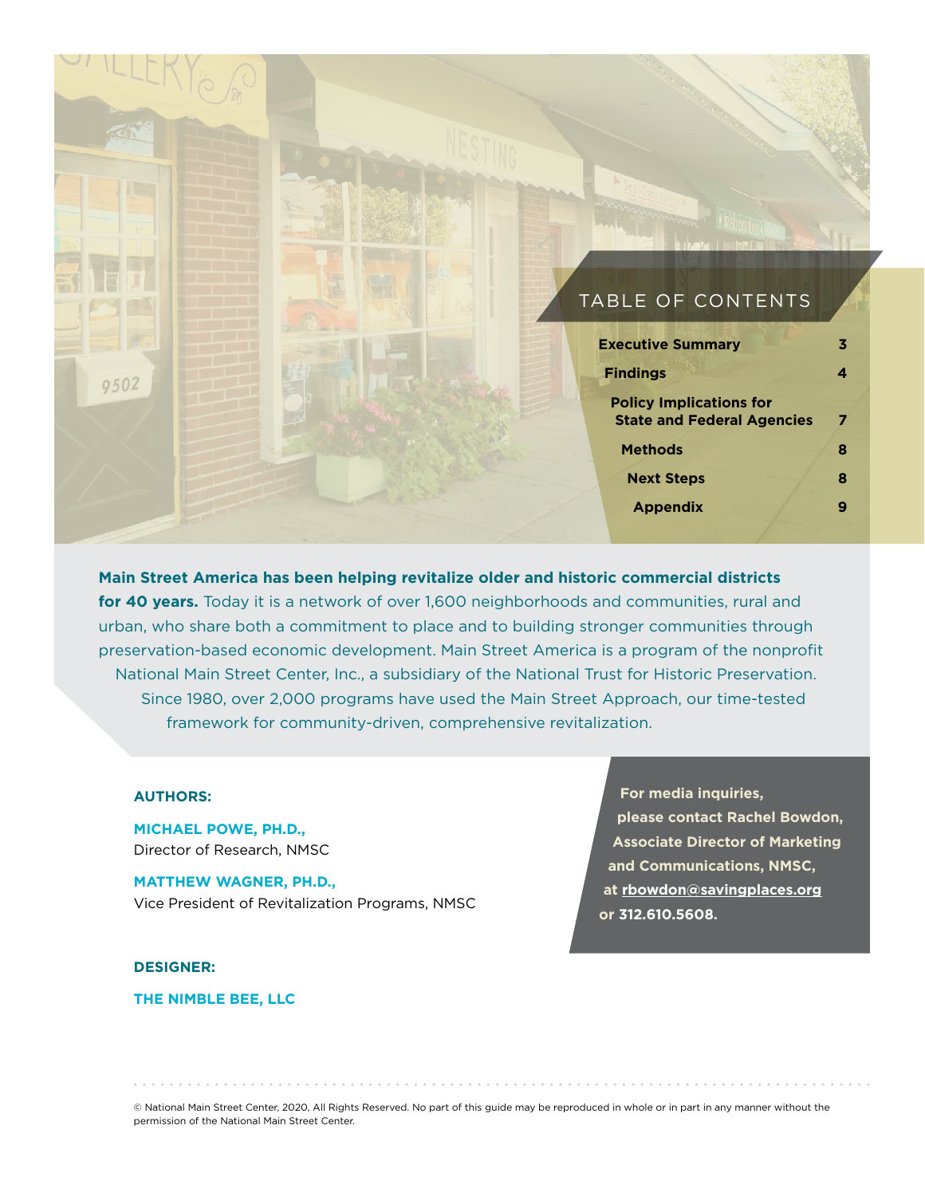## TABLE OF CONTENTS

| Section | Page |
|---|---|
| **Executive Summary** | **3** |
| **Findings** | **4** |
| **Policy Implications for State and Federal Agencies** | **7** |
| **Methods** | **8** |
| **Next Steps** | **8** |
| **Appendix** | **9** |

**Main Street America has been helping revitalize older and historic commercial districts for 40 years.** Today it is a network of over 1,600 neighborhoods and communities, rural and urban, who share both a commitment to place and to building stronger communities through preservation-based economic development. Main Street America is a program of the nonprofit National Main Street Center, Inc., a subsidiary of the National Trust for Historic Preservation. Since 1980, over 2,000 programs have used the Main Street Approach, our time-tested framework for community-driven, comprehensive revitalization.

**AUTHORS:**

**MICHAEL POWE, PH.D.,**
Director of Research, NMSC

**MATTHEW WAGNER, PH.D.,**
Vice President of Revitalization Programs, NMSC

**DESIGNER:**

**THE NIMBLE BEE, LLC**

**For media inquiries, please contact Rachel Bowdon, Associate Director of Marketing and Communications, NMSC, at rbowdon@savingplaces.org or 312.610.5608.**

© National Main Street Center, 2020, All Rights Reserved. No part of this guide may be reproduced in whole or in part in any manner without the permission of the National Main Street Center.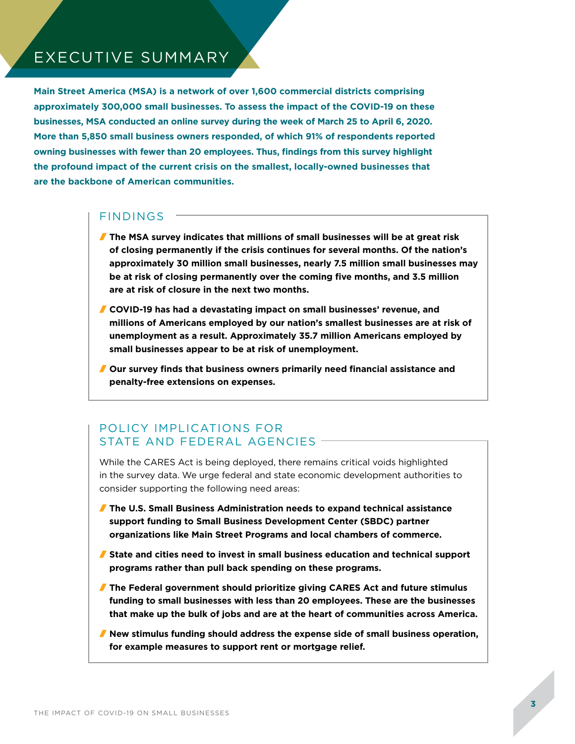# EXECUTIVE SUMMARY

**Main Street America (MSA) is a network of over 1,600 commercial districts comprising approximately 300,000 small businesses. To assess the impact of the COVID-19 on these businesses, MSA conducted an online survey during the week of March 25 to April 6, 2020. More than 5,850 small business owners responded, of which 91% of respondents reported owning businesses with fewer than 20 employees. Thus, findings from this survey highlight the profound impact of the current crisis on the smallest, locally-owned businesses that are the backbone of American communities.**

## FINDINGS

- **The MSA survey indicates that millions of small businesses will be at great risk of closing permanently if the crisis continues for several months. Of the nation's approximately 30 million small businesses, nearly 7.5 million small businesses may be at risk of closing permanently over the coming five months, and 3.5 million are at risk of closure in the next two months.**
- **COVID-19 has had a devastating impact on small businesses' revenue, and millions of Americans employed by our nation's smallest businesses are at risk of unemployment as a result. Approximately 35.7 million Americans employed by small businesses appear to be at risk of unemployment.**
- **Our survey finds that business owners primarily need financial assistance and penalty-free extensions on expenses.**

## POLICY IMPLICATIONS FOR STATE AND FEDERAL AGENCIES

While the CARES Act is being deployed, there remains critical voids highlighted in the survey data. We urge federal and state economic development authorities to consider supporting the following need areas:

- **The U.S. Small Business Administration needs to expand technical assistance support funding to Small Business Development Center (SBDC) partner organizations like Main Street Programs and local chambers of commerce.**
- **State and cities need to invest in small business education and technical support programs rather than pull back spending on these programs.**
- **The Federal government should prioritize giving CARES Act and future stimulus funding to small businesses with less than 20 employees. These are the businesses that make up the bulk of jobs and are at the heart of communities across America.**
- **New stimulus funding should address the expense side of small business operation, for example measures to support rent or mortgage relief.**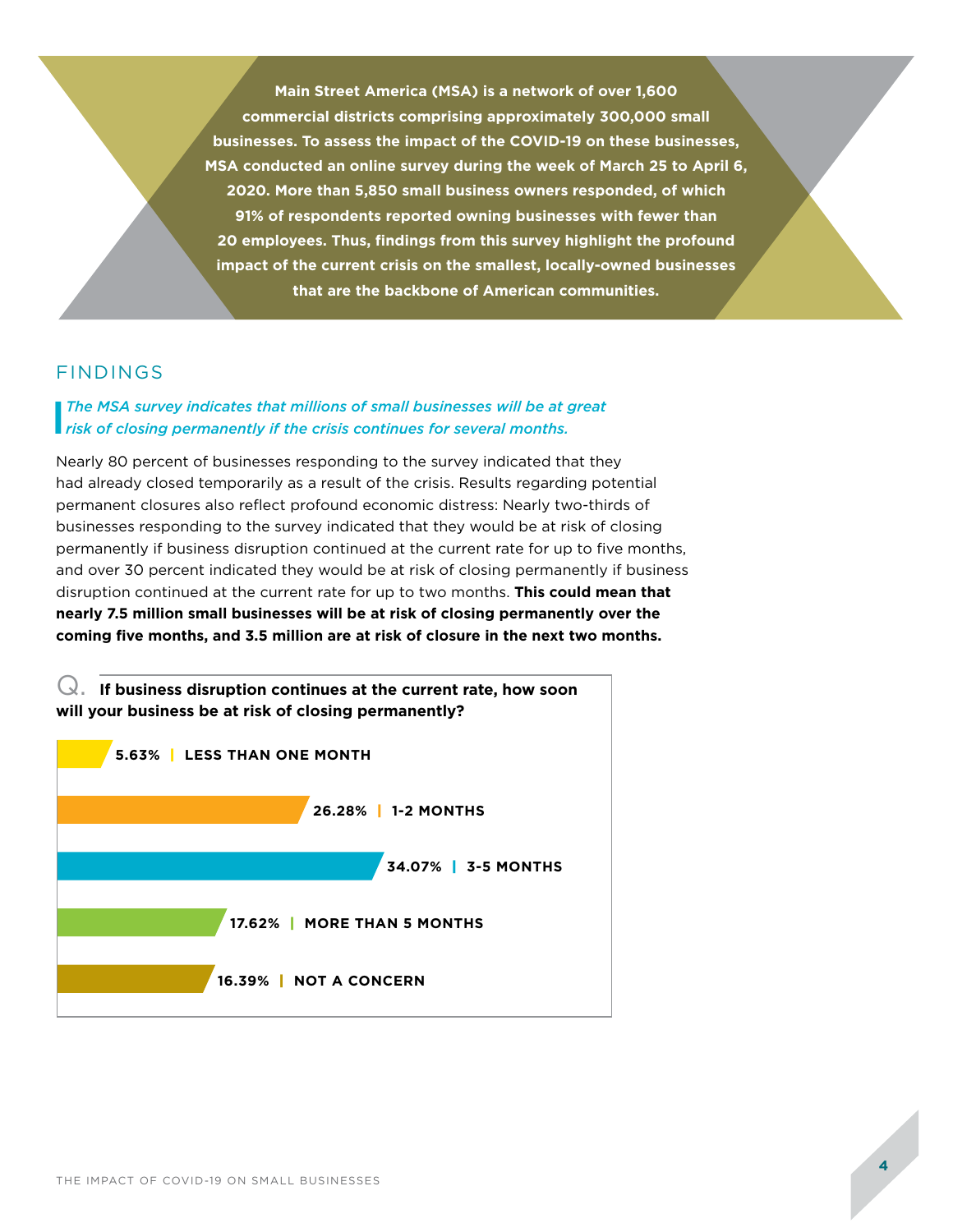**Main Street America (MSA) is a network of over 1,600 commercial districts comprising approximately 300,000 small businesses. To assess the impact of the COVID-19 on these businesses, MSA conducted an online survey during the week of March 25 to April 6, 2020. More than 5,850 small business owners responded, of which 91% of respondents reported owning businesses with fewer than 20 employees. Thus, findings from this survey highlight the profound impact of the current crisis on the smallest, locally-owned businesses that are the backbone of American communities.**

## FINDINGS

*The MSA survey indicates that millions of small businesses will be at great risk of closing permanently if the crisis continues for several months.*

Nearly 80 percent of businesses responding to the survey indicated that they had already closed temporarily as a result of the crisis. Results regarding potential permanent closures also reflect profound economic distress: Nearly two-thirds of businesses responding to the survey indicated that they would be at risk of closing permanently if business disruption continued at the current rate for up to five months, and over 30 percent indicated they would be at risk of closing permanently if business disruption continued at the current rate for up to two months. **This could mean that nearly 7.5 million small businesses will be at risk of closing permanently over the coming five months, and 3.5 million are at risk of closure in the next two months.**

**Q. If business disruption continues at the current rate, how soon will your business be at risk of closing permanently?**

| Response | Percentage |
| --- | --- |
| LESS THAN ONE MONTH | 5.63% |
| 1-2 MONTHS | 26.28% |
| 3-5 MONTHS | 34.07% |
| MORE THAN 5 MONTHS | 17.62% |
| NOT A CONCERN | 16.39% |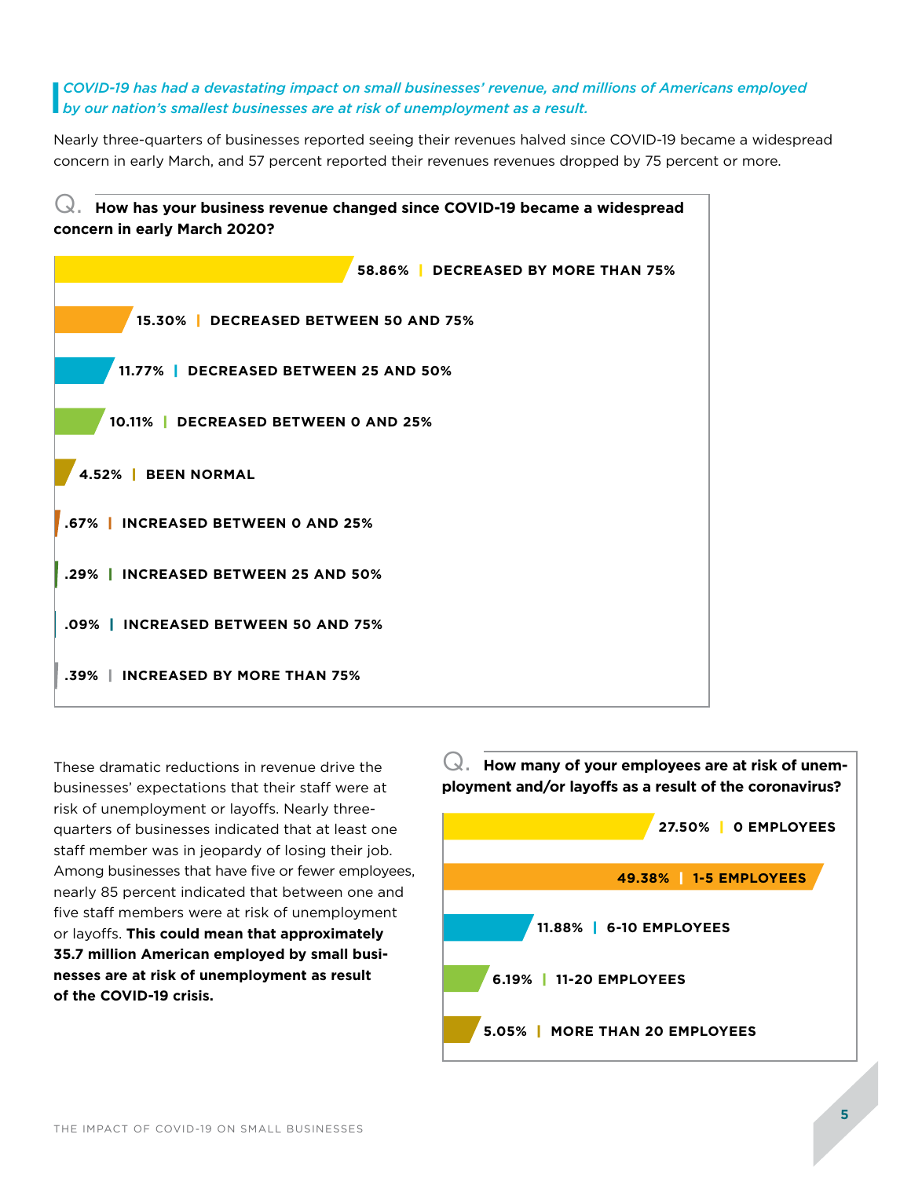*COVID-19 has had a devastating impact on small businesses' revenue, and millions of Americans employed by our nation's smallest businesses are at risk of unemployment as a result.*

Nearly three-quarters of businesses reported seeing their revenues halved since COVID-19 became a widespread concern in early March, and 57 percent reported their revenues revenues dropped by 75 percent or more.

**Q. How has your business revenue changed since COVID-19 became a widespread concern in early March 2020?**

| Percentage | Response |
|---|---|
| 58.86% | DECREASED BY MORE THAN 75% |
| 15.30% | DECREASED BETWEEN 50 AND 75% |
| 11.77% | DECREASED BETWEEN 25 AND 50% |
| 10.11% | DECREASED BETWEEN 0 AND 25% |
| 4.52% | BEEN NORMAL |
| .67% | INCREASED BETWEEN 0 AND 25% |
| .29% | INCREASED BETWEEN 25 AND 50% |
| .09% | INCREASED BETWEEN 50 AND 75% |
| .39% | INCREASED BY MORE THAN 75% |

These dramatic reductions in revenue drive the businesses' expectations that their staff were at risk of unemployment or layoffs. Nearly three-quarters of businesses indicated that at least one staff member was in jeopardy of losing their job. Among businesses that have five or fewer employees, nearly 85 percent indicated that between one and five staff members were at risk of unemployment or layoffs. **This could mean that approximately 35.7 million American employed by small businesses are at risk of unemployment as result of the COVID-19 crisis.**

**Q. How many of your employees are at risk of unemployment and/or layoffs as a result of the coronavirus?**

| Percentage | Response |
|---|---|
| 27.50% | 0 EMPLOYEES |
| 49.38% | 1-5 EMPLOYEES |
| 11.88% | 6-10 EMPLOYEES |
| 6.19% | 11-20 EMPLOYEES |
| 5.05% | MORE THAN 20 EMPLOYEES |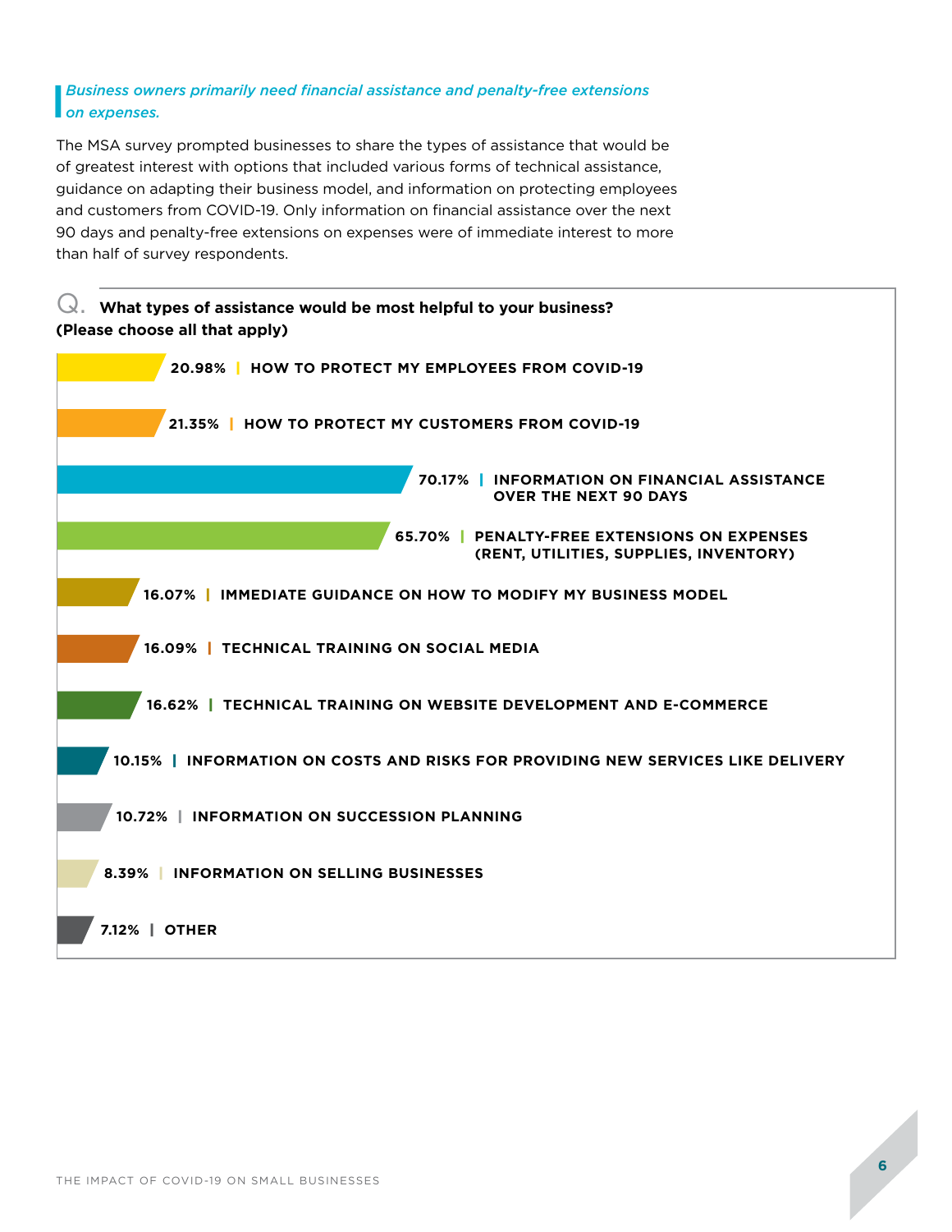*Business owners primarily need financial assistance and penalty-free extensions on expenses.*

The MSA survey prompted businesses to share the types of assistance that would be of greatest interest with options that included various forms of technical assistance, guidance on adapting their business model, and information on protecting employees and customers from COVID-19. Only information on financial assistance over the next 90 days and penalty-free extensions on expenses were of immediate interest to more than half of survey respondents.

**Q. What types of assistance would be most helpful to your business? (Please choose all that apply)**

| Response | Percentage |
| --- | --- |
| HOW TO PROTECT MY EMPLOYEES FROM COVID-19 | 20.98% |
| HOW TO PROTECT MY CUSTOMERS FROM COVID-19 | 21.35% |
| INFORMATION ON FINANCIAL ASSISTANCE OVER THE NEXT 90 DAYS | 70.17% |
| PENALTY-FREE EXTENSIONS ON EXPENSES (RENT, UTILITIES, SUPPLIES, INVENTORY) | 65.70% |
| IMMEDIATE GUIDANCE ON HOW TO MODIFY MY BUSINESS MODEL | 16.07% |
| TECHNICAL TRAINING ON SOCIAL MEDIA | 16.09% |
| TECHNICAL TRAINING ON WEBSITE DEVELOPMENT AND E-COMMERCE | 16.62% |
| INFORMATION ON COSTS AND RISKS FOR PROVIDING NEW SERVICES LIKE DELIVERY | 10.15% |
| INFORMATION ON SUCCESSION PLANNING | 10.72% |
| INFORMATION ON SELLING BUSINESSES | 8.39% |
| OTHER | 7.12% |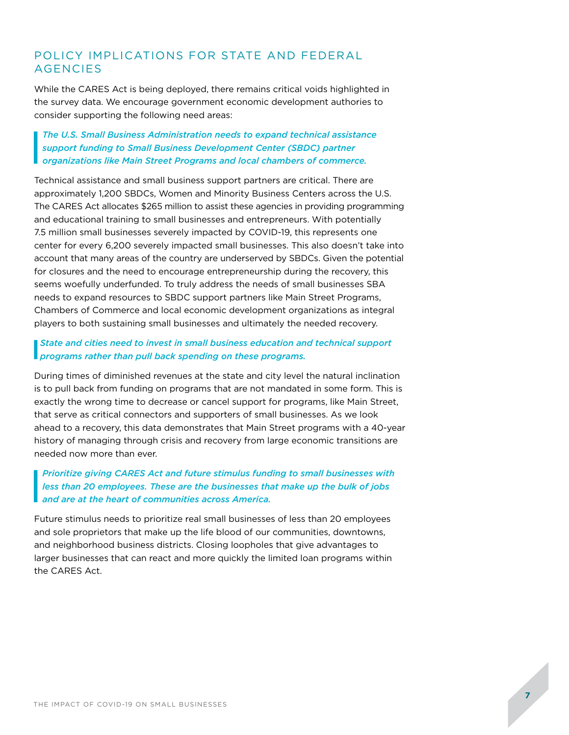## POLICY IMPLICATIONS FOR STATE AND FEDERAL AGENCIES

While the CARES Act is being deployed, there remains critical voids highlighted in the survey data. We encourage government economic development authories to consider supporting the following need areas:

> ***The U.S. Small Business Administration needs to expand technical assistance support funding to Small Business Development Center (SBDC) partner organizations like Main Street Programs and local chambers of commerce.***

Technical assistance and small business support partners are critical. There are approximately 1,200 SBDCs, Women and Minority Business Centers across the U.S. The CARES Act allocates $265 million to assist these agencies in providing programming and educational training to small businesses and entrepreneurs. With potentially 7.5 million small businesses severely impacted by COVID-19, this represents one center for every 6,200 severely impacted small businesses. This also doesn't take into account that many areas of the country are underserved by SBDCs. Given the potential for closures and the need to encourage entrepreneurship during the recovery, this seems woefully underfunded. To truly address the needs of small businesses SBA needs to expand resources to SBDC support partners like Main Street Programs, Chambers of Commerce and local economic development organizations as integral players to both sustaining small businesses and ultimately the needed recovery.

> ***State and cities need to invest in small business education and technical support programs rather than pull back spending on these programs.***

During times of diminished revenues at the state and city level the natural inclination is to pull back from funding on programs that are not mandated in some form. This is exactly the wrong time to decrease or cancel support for programs, like Main Street, that serve as critical connectors and supporters of small businesses. As we look ahead to a recovery, this data demonstrates that Main Street programs with a 40-year history of managing through crisis and recovery from large economic transitions are needed now more than ever.

> ***Prioritize giving CARES Act and future stimulus funding to small businesses with less than 20 employees. These are the businesses that make up the bulk of jobs and are at the heart of communities across America.***

Future stimulus needs to prioritize real small businesses of less than 20 employees and sole proprietors that make up the life blood of our communities, downtowns, and neighborhood business districts. Closing loopholes that give advantages to larger businesses that can react and more quickly the limited loan programs within the CARES Act.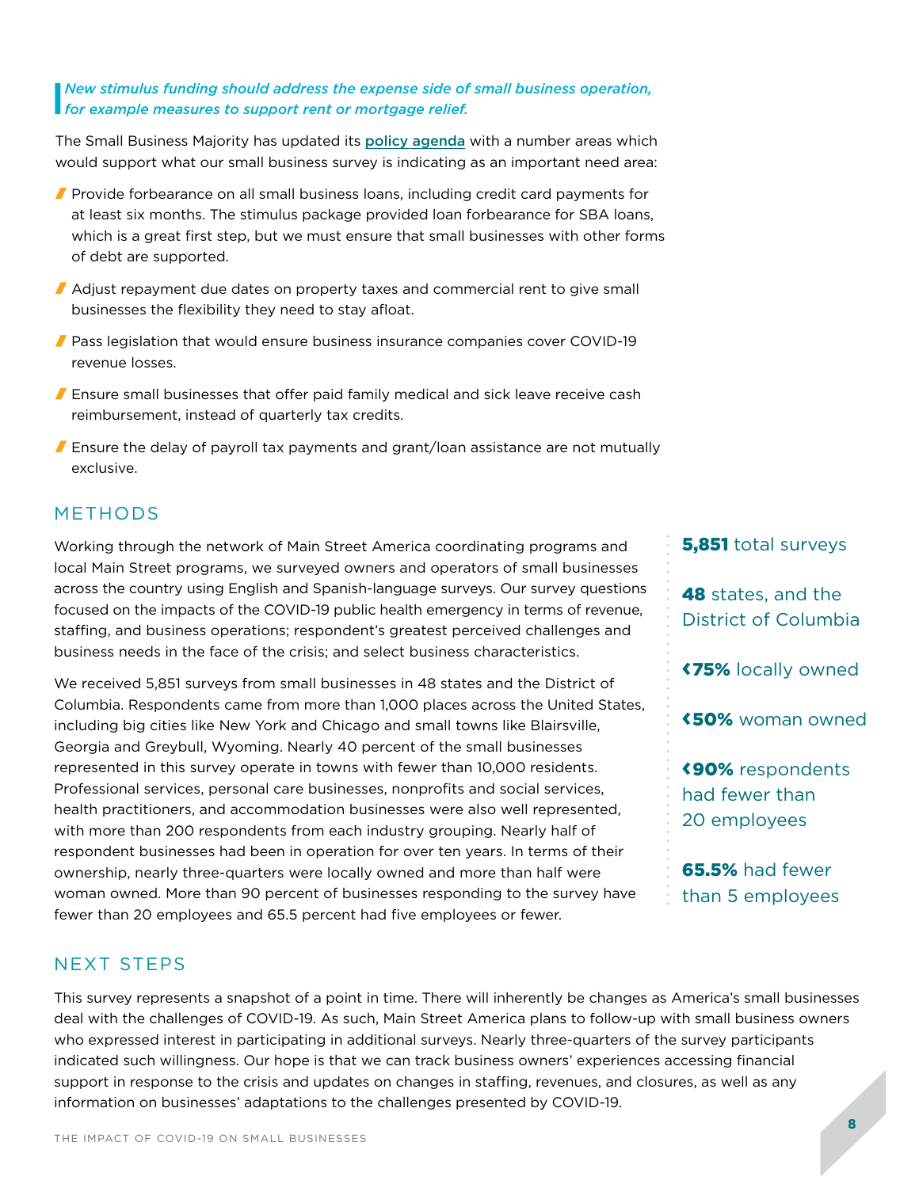*New stimulus funding should address the expense side of small business operation, for example measures to support rent or mortgage relief.*

The Small Business Majority has updated its **policy agenda** with a number areas which would support what our small business survey is indicating as an important need area:

- Provide forbearance on all small business loans, including credit card payments for at least six months. The stimulus package provided loan forbearance for SBA loans, which is a great first step, but we must ensure that small businesses with other forms of debt are supported.
- Adjust repayment due dates on property taxes and commercial rent to give small businesses the flexibility they need to stay afloat.
- Pass legislation that would ensure business insurance companies cover COVID-19 revenue losses.
- Ensure small businesses that offer paid family medical and sick leave receive cash reimbursement, instead of quarterly tax credits.
- Ensure the delay of payroll tax payments and grant/loan assistance are not mutually exclusive.

## METHODS

Working through the network of Main Street America coordinating programs and local Main Street programs, we surveyed owners and operators of small businesses across the country using English and Spanish-language surveys. Our survey questions focused on the impacts of the COVID-19 public health emergency in terms of revenue, staffing, and business operations; respondent's greatest perceived challenges and business needs in the face of the crisis; and select business characteristics.

We received 5,851 surveys from small businesses in 48 states and the District of Columbia. Respondents came from more than 1,000 places across the United States, including big cities like New York and Chicago and small towns like Blairsville, Georgia and Greybull, Wyoming. Nearly 40 percent of the small businesses represented in this survey operate in towns with fewer than 10,000 residents. Professional services, personal care businesses, nonprofits and social services, health practitioners, and accommodation businesses were also well represented, with more than 200 respondents from each industry grouping. Nearly half of respondent businesses had been in operation for over ten years. In terms of their ownership, nearly three-quarters were locally owned and more than half were woman owned. More than 90 percent of businesses responding to the survey have fewer than 20 employees and 65.5 percent had five employees or fewer.

**5,851** total surveys

**48** states, and the District of Columbia

**‹75%** locally owned

**‹50%** woman owned

**‹90%** respondents had fewer than 20 employees

**65.5%** had fewer than 5 employees

## NEXT STEPS

This survey represents a snapshot of a point in time. There will inherently be changes as America's small businesses deal with the challenges of COVID-19. As such, Main Street America plans to follow-up with small business owners who expressed interest in participating in additional surveys. Nearly three-quarters of the survey participants indicated such willingness. Our hope is that we can track business owners' experiences accessing financial support in response to the crisis and updates on changes in staffing, revenues, and closures, as well as any information on businesses' adaptations to the challenges presented by COVID-19.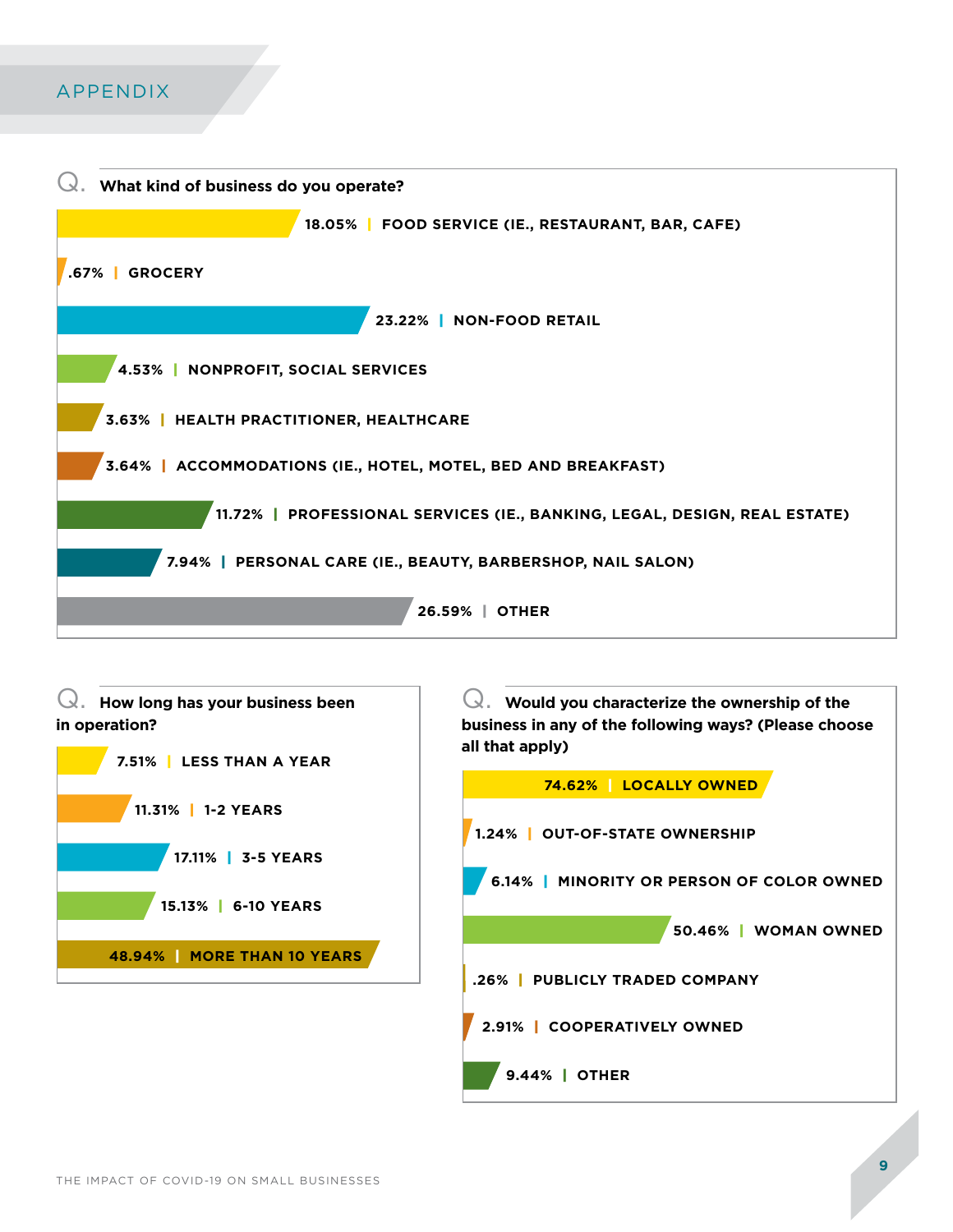# APPENDIX

**Q. What kind of business do you operate?**

| Percentage | Business Type |
|---|---|
| 18.05% | FOOD SERVICE (IE., RESTAURANT, BAR, CAFE) |
| .67% | GROCERY |
| 23.22% | NON-FOOD RETAIL |
| 4.53% | NONPROFIT, SOCIAL SERVICES |
| 3.63% | HEALTH PRACTITIONER, HEALTHCARE |
| 3.64% | ACCOMMODATIONS (IE., HOTEL, MOTEL, BED AND BREAKFAST) |
| 11.72% | PROFESSIONAL SERVICES (IE., BANKING, LEGAL, DESIGN, REAL ESTATE) |
| 7.94% | PERSONAL CARE (IE., BEAUTY, BARBERSHOP, NAIL SALON) |
| 26.59% | OTHER |

**Q. How long has your business been in operation?**

| Percentage | Duration |
|---|---|
| 7.51% | LESS THAN A YEAR |
| 11.31% | 1-2 YEARS |
| 17.11% | 3-5 YEARS |
| 15.13% | 6-10 YEARS |
| 48.94% | MORE THAN 10 YEARS |

**Q. Would you characterize the ownership of the business in any of the following ways? (Please choose all that apply)**

| Percentage | Ownership |
|---|---|
| 74.62% | LOCALLY OWNED |
| 1.24% | OUT-OF-STATE OWNERSHIP |
| 6.14% | MINORITY OR PERSON OF COLOR OWNED |
| 50.46% | WOMAN OWNED |
| .26% | PUBLICLY TRADED COMPANY |
| 2.91% | COOPERATIVELY OWNED |
| 9.44% | OTHER |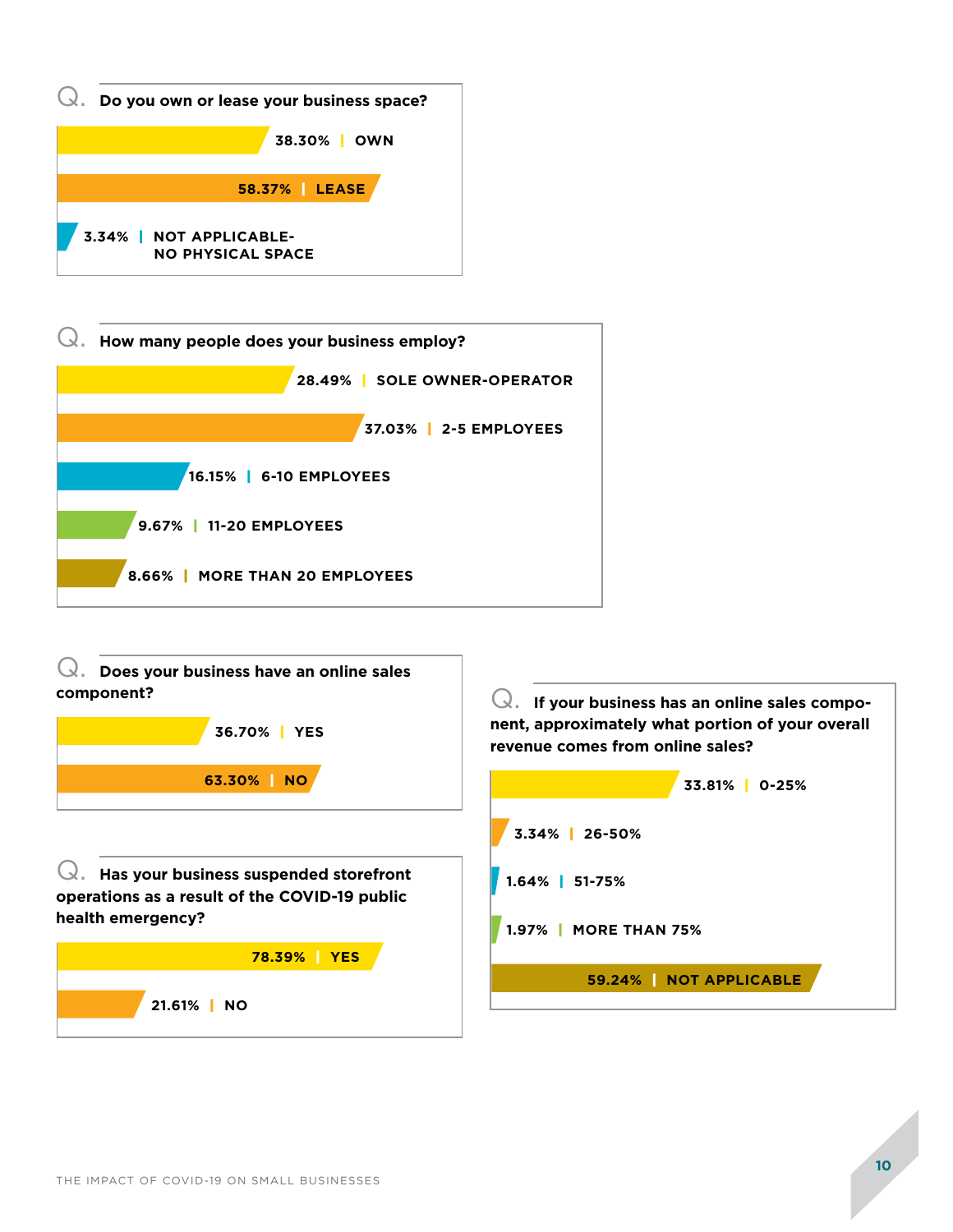**Q. Do you own or lease your business space?**

- 38.30% | OWN
- 58.37% | LEASE
- 3.34% | NOT APPLICABLE- NO PHYSICAL SPACE

**Q. How many people does your business employ?**

- 28.49% | SOLE OWNER-OPERATOR
- 37.03% | 2-5 EMPLOYEES
- 16.15% | 6-10 EMPLOYEES
- 9.67% | 11-20 EMPLOYEES
- 8.66% | MORE THAN 20 EMPLOYEES

**Q. Does your business have an online sales component?**

- 36.70% | YES
- 63.30% | NO

**Q. Has your business suspended storefront operations as a result of the COVID-19 public health emergency?**

- 78.39% | YES
- 21.61% | NO

**Q. If your business has an online sales component, approximately what portion of your overall revenue comes from online sales?**

- 33.81% | 0-25%
- 3.34% | 26-50%
- 1.64% | 51-75%
- 1.97% | MORE THAN 75%
- 59.24% | NOT APPLICABLE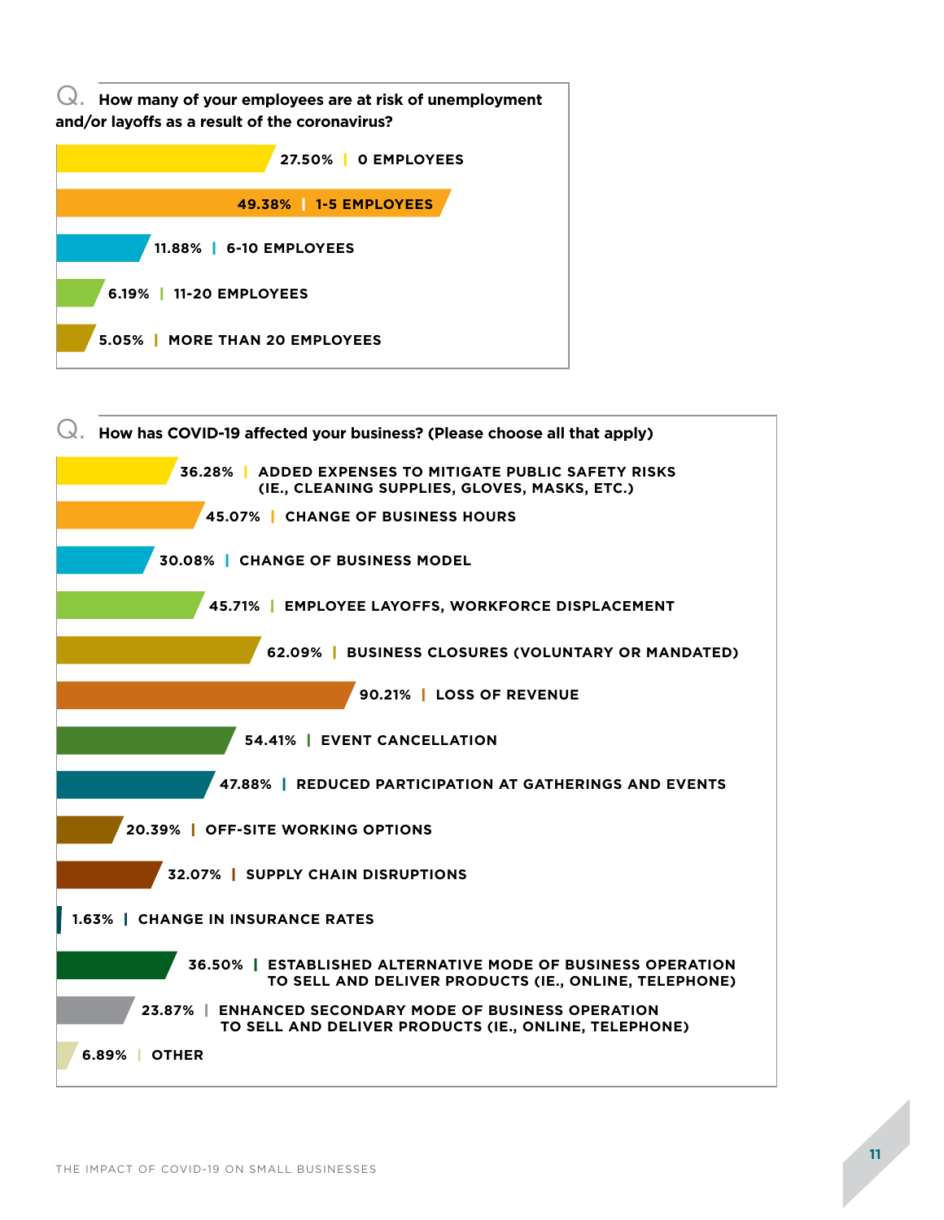**Q. How many of your employees are at risk of unemployment and/or layoffs as a result of the coronavirus?**

| Percentage | Response |
|---|---|
| 27.50% | 0 EMPLOYEES |
| 49.38% | 1-5 EMPLOYEES |
| 11.88% | 6-10 EMPLOYEES |
| 6.19% | 11-20 EMPLOYEES |
| 5.05% | MORE THAN 20 EMPLOYEES |

**Q. How has COVID-19 affected your business? (Please choose all that apply)**

| Percentage | Response |
|---|---|
| 36.28% | ADDED EXPENSES TO MITIGATE PUBLIC SAFETY RISKS (IE., CLEANING SUPPLIES, GLOVES, MASKS, ETC.) |
| 45.07% | CHANGE OF BUSINESS HOURS |
| 30.08% | CHANGE OF BUSINESS MODEL |
| 45.71% | EMPLOYEE LAYOFFS, WORKFORCE DISPLACEMENT |
| 62.09% | BUSINESS CLOSURES (VOLUNTARY OR MANDATED) |
| 90.21% | LOSS OF REVENUE |
| 54.41% | EVENT CANCELLATION |
| 47.88% | REDUCED PARTICIPATION AT GATHERINGS AND EVENTS |
| 20.39% | OFF-SITE WORKING OPTIONS |
| 32.07% | SUPPLY CHAIN DISRUPTIONS |
| 1.63% | CHANGE IN INSURANCE RATES |
| 36.50% | ESTABLISHED ALTERNATIVE MODE OF BUSINESS OPERATION TO SELL AND DELIVER PRODUCTS (IE., ONLINE, TELEPHONE) |
| 23.87% | ENHANCED SECONDARY MODE OF BUSINESS OPERATION TO SELL AND DELIVER PRODUCTS (IE., ONLINE, TELEPHONE) |
| 6.89% | OTHER |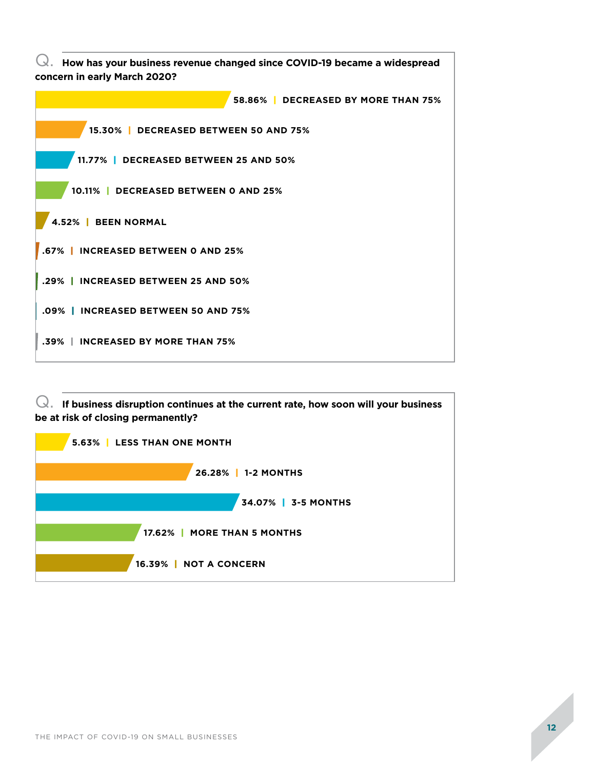**Q. How has your business revenue changed since COVID-19 became a widespread concern in early March 2020?**

- 58.86% | DECREASED BY MORE THAN 75%
- 15.30% | DECREASED BETWEEN 50 AND 75%
- 11.77% | DECREASED BETWEEN 25 AND 50%
- 10.11% | DECREASED BETWEEN 0 AND 25%
- 4.52% | BEEN NORMAL
- .67% | INCREASED BETWEEN 0 AND 25%
- .29% | INCREASED BETWEEN 25 AND 50%
- .09% | INCREASED BETWEEN 50 AND 75%
- .39% | INCREASED BY MORE THAN 75%

**Q. If business disruption continues at the current rate, how soon will your business be at risk of closing permanently?**

- 5.63% | LESS THAN ONE MONTH
- 26.28% | 1-2 MONTHS
- 34.07% | 3-5 MONTHS
- 17.62% | MORE THAN 5 MONTHS
- 16.39% | NOT A CONCERN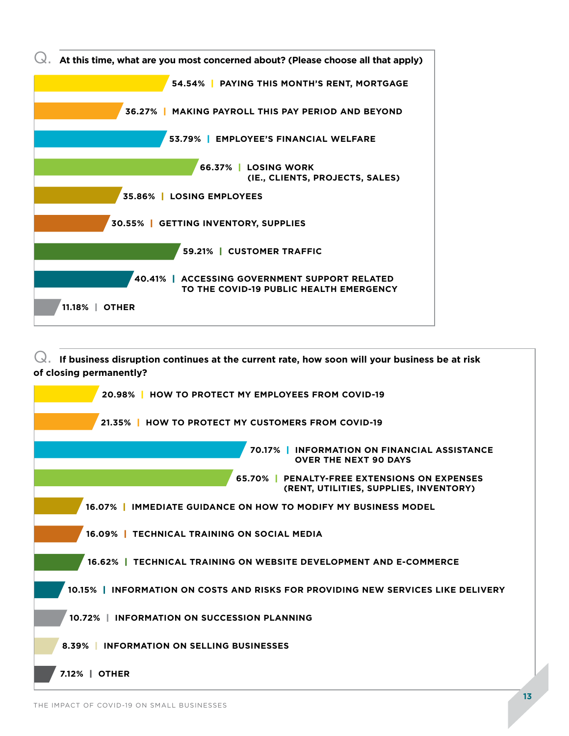Q. At this time, what are you most concerned about? (Please choose all that apply)

54.54% | PAYING THIS MONTH'S RENT, MORTGAGE

36.27% | MAKING PAYROLL THIS PAY PERIOD AND BEYOND

53.79% | EMPLOYEE'S FINANCIAL WELFARE

66.37% | LOSING WORK (IE., CLIENTS, PROJECTS, SALES)

35.86% | LOSING EMPLOYEES

30.55% | GETTING INVENTORY, SUPPLIES

59.21% | CUSTOMER TRAFFIC

40.41% | ACCESSING GOVERNMENT SUPPORT RELATED TO THE COVID-19 PUBLIC HEALTH EMERGENCY

11.18% | OTHER

Q. If business disruption continues at the current rate, how soon will your business be at risk of closing permanently?

20.98% | HOW TO PROTECT MY EMPLOYEES FROM COVID-19

21.35% | HOW TO PROTECT MY CUSTOMERS FROM COVID-19

70.17% | INFORMATION ON FINANCIAL ASSISTANCE OVER THE NEXT 90 DAYS

65.70% | PENALTY-FREE EXTENSIONS ON EXPENSES (RENT, UTILITIES, SUPPLIES, INVENTORY)

16.07% | IMMEDIATE GUIDANCE ON HOW TO MODIFY MY BUSINESS MODEL

16.09% | TECHNICAL TRAINING ON SOCIAL MEDIA

16.62% | TECHNICAL TRAINING ON WEBSITE DEVELOPMENT AND E-COMMERCE

10.15% | INFORMATION ON COSTS AND RISKS FOR PROVIDING NEW SERVICES LIKE DELIVERY

10.72% | INFORMATION ON SUCCESSION PLANNING

8.39% | INFORMATION ON SELLING BUSINESSES

7.12% | OTHER